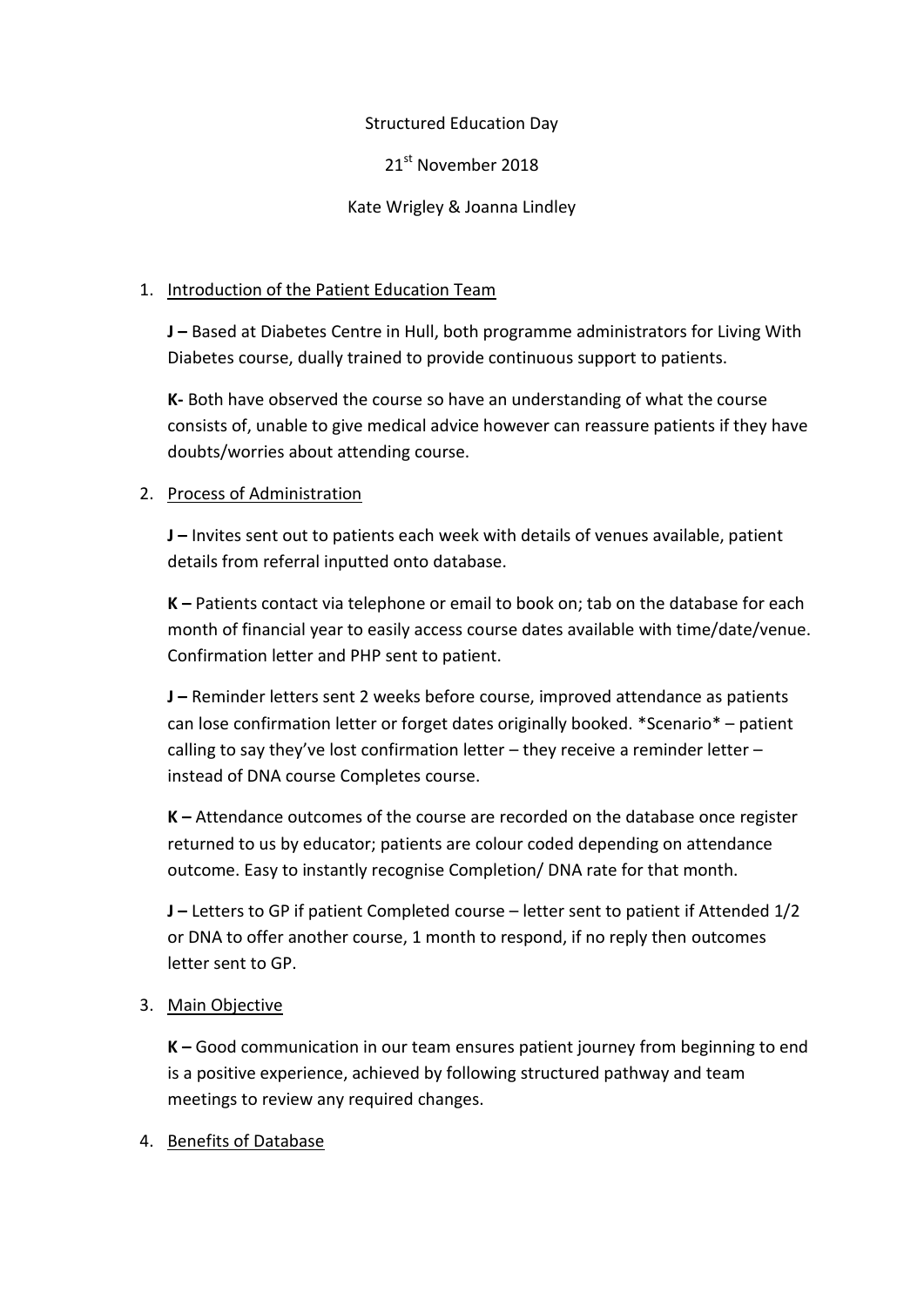Structured Education Day

21st November 2018

Kate Wrigley & Joanna Lindley

1. <u>Introduction of the Patient Education Team</u>

   **J –** Based at Diabetes Centre in Hull, both programme administrators for Living With Diabetes course, dually trained to provide continuous support to patients.

   **K-** Both have observed the course so have an understanding of what the course consists of, unable to give medical advice however can reassure patients if they have doubts/worries about attending course.

2. <u>Process of Administration</u>

   **J –** Invites sent out to patients each week with details of venues available, patient details from referral inputted onto database.

   **K –** Patients contact via telephone or email to book on; tab on the database for each month of financial year to easily access course dates available with time/date/venue. Confirmation letter and PHP sent to patient.

   **J –** Reminder letters sent 2 weeks before course, improved attendance as patients can lose confirmation letter or forget dates originally booked. *Scenario* – patient calling to say they've lost confirmation letter – they receive a reminder letter – instead of DNA course Completes course.

   **K –** Attendance outcomes of the course are recorded on the database once register returned to us by educator; patients are colour coded depending on attendance outcome. Easy to instantly recognise Completion/ DNA rate for that month.

   **J –** Letters to GP if patient Completed course – letter sent to patient if Attended 1/2 or DNA to offer another course, 1 month to respond, if no reply then outcomes letter sent to GP.

3. <u>Main Objective</u>

   **K –** Good communication in our team ensures patient journey from beginning to end is a positive experience, achieved by following structured pathway and team meetings to review any required changes.

4. <u>Benefits of Database</u>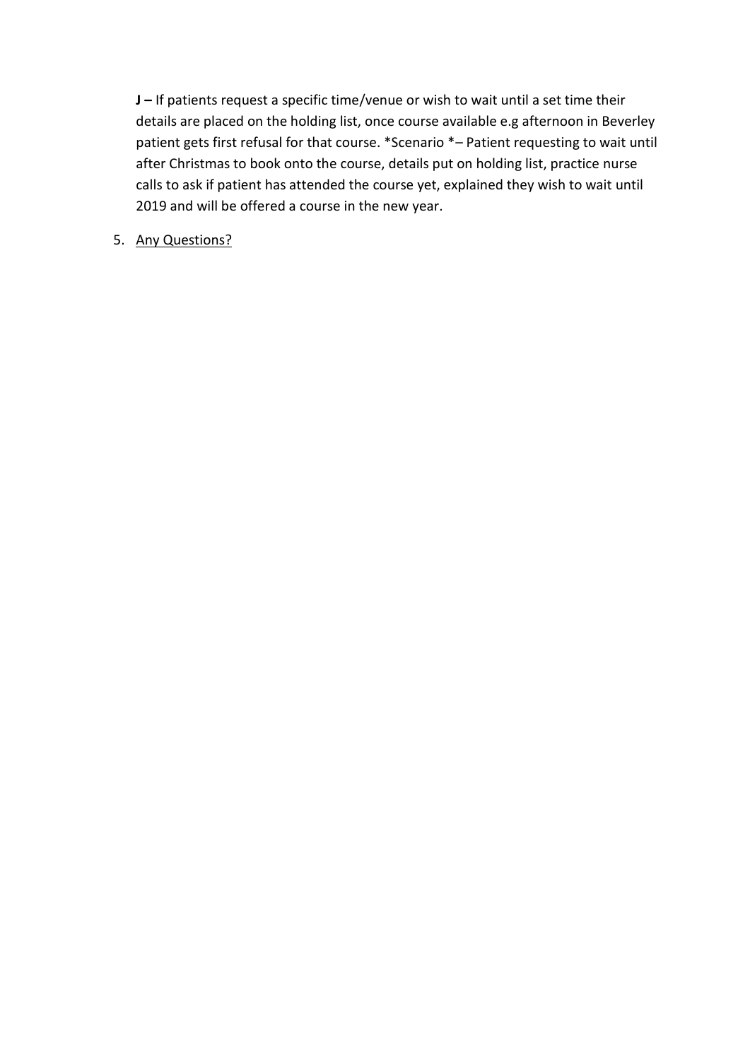**J –** If patients request a specific time/venue or wish to wait until a set time their details are placed on the holding list, once course available e.g afternoon in Beverley patient gets first refusal for that course. *Scenario *– Patient requesting to wait until after Christmas to book onto the course, details put on holding list, practice nurse calls to ask if patient has attended the course yet, explained they wish to wait until 2019 and will be offered a course in the new year.

5. <u>Any Questions?</u>